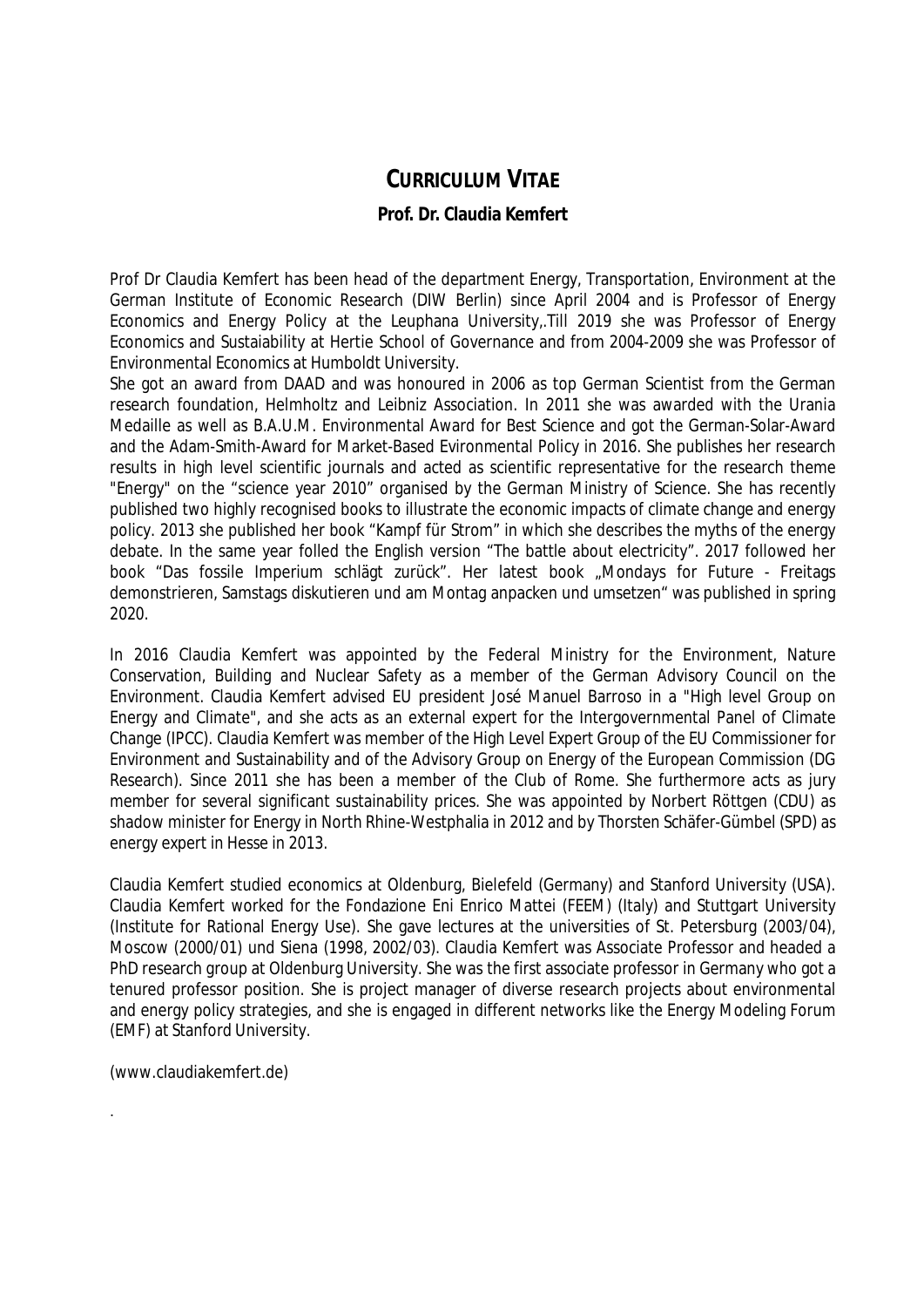# CURRICULUM VITAE

## Prof. Dr. Claudia Kemfert

Prof Dr Claudia Kemfert has been head of the department Energy, Transportation, Environment at the German Institute of Economic Research (DIW Berlin) since April 2004 and is Professor of Energy Economics and Energy Policy at the Leuphana University,.Till 2019 she was Professor of Energy Economics and Sustaiability at Hertie School of Governance and from 2004-2009 she was Professor of Environmental Economics at Humboldt University.
She got an award from DAAD and was honoured in 2006 as top German Scientist from the German research foundation, Helmholtz and Leibniz Association. In 2011 she was awarded with the Urania Medaille as well as B.A.U.M. Environmental Award for Best Science and got the German-Solar-Award and the Adam-Smith-Award for Market-Based Evironmental Policy in 2016. She publishes her research results in high level scientific journals and acted as scientific representative for the research theme "Energy" on the "science year 2010" organised by the German Ministry of Science. She has recently published two highly recognised books to illustrate the economic impacts of climate change and energy policy. 2013 she published her book "Kampf für Strom" in which she describes the myths of the energy debate. In the same year folled the English version "The battle about electricity". 2017 followed her book "Das fossile Imperium schlägt zurück". Her latest book „Mondays for Future - Freitags demonstrieren, Samstags diskutieren und am Montag anpacken und umsetzen" was published in spring 2020.

In 2016 Claudia Kemfert was appointed by the Federal Ministry for the Environment, Nature Conservation, Building and Nuclear Safety as a member of the German Advisory Council on the Environment. Claudia Kemfert advised EU president José Manuel Barroso in a "High level Group on Energy and Climate", and she acts as an external expert for the Intergovernmental Panel of Climate Change (IPCC). Claudia Kemfert was member of the High Level Expert Group of the EU Commissioner for Environment and Sustainability and of the Advisory Group on Energy of the European Commission (DG Research). Since 2011 she has been a member of the Club of Rome. She furthermore acts as jury member for several significant sustainability prices. She was appointed by Norbert Röttgen (CDU) as shadow minister for Energy in North Rhine-Westphalia in 2012 and by Thorsten Schäfer-Gümbel (SPD) as energy expert in Hesse in 2013.

Claudia Kemfert studied economics at Oldenburg, Bielefeld (Germany) and Stanford University (USA). Claudia Kemfert worked for the Fondazione Eni Enrico Mattei (FEEM) (Italy) and Stuttgart University (Institute for Rational Energy Use). She gave lectures at the universities of St. Petersburg (2003/04), Moscow (2000/01) und Siena (1998, 2002/03). Claudia Kemfert was Associate Professor and headed a PhD research group at Oldenburg University. She was the first associate professor in Germany who got a tenured professor position. She is project manager of diverse research projects about environmental and energy policy strategies, and she is engaged in different networks like the Energy Modeling Forum (EMF) at Stanford University.

(www.claudiakemfert.de)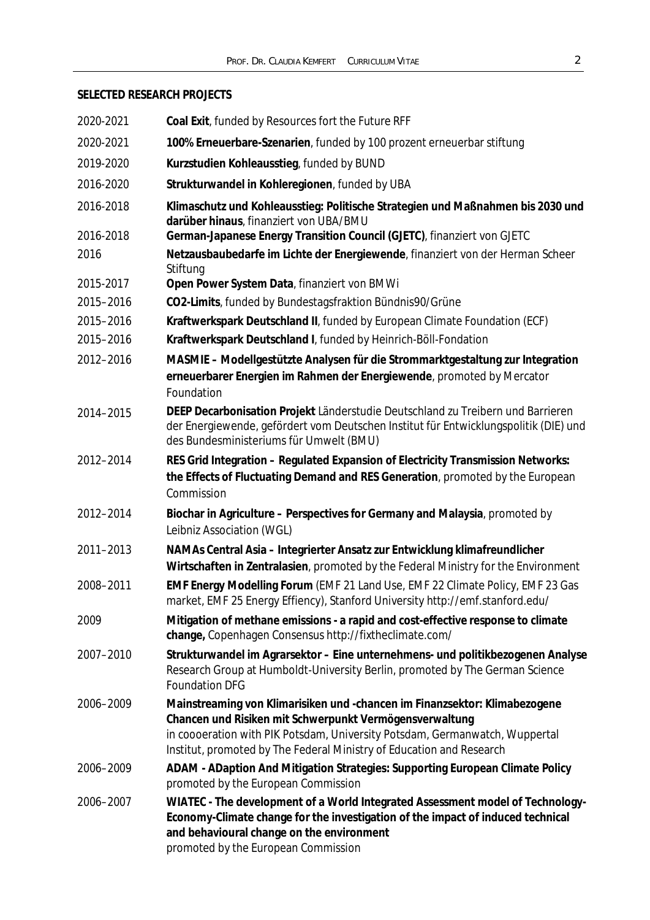**SELECTED RESEARCH PROJECTS**

2020-2021 **Coal Exit**, funded by Resources fort the Future RFF

2020-2021 **100% Erneuerbare-Szenarien**, funded by 100 prozent erneuerbar stiftung

2019-2020 **Kurzstudien Kohleausstieg**, funded by BUND

2016-2020 **Strukturwandel in Kohleregionen**, funded by UBA

2016-2018 **Klimaschutz und Kohleausstieg: Politische Strategien und Maßnahmen bis 2030 und darüber hinaus**, finanziert von UBA/BMU

2016-2018 **German-Japanese Energy Transition Council (GJETC)**, finanziert von GJETC

2016 **Netzausbaubedarfe im Lichte der Energiewende**, finanziert von der Herman Scheer Stiftung

2015-2017 **Open Power System Data**, finanziert von BMWi

2015–2016 **CO2-Limits**, funded by Bundestagsfraktion Bündnis90/Grüne

2015–2016 **Kraftwerkspark Deutschland II**, funded by European Climate Foundation (ECF)

2015–2016 **Kraftwerkspark Deutschland I**, funded by Heinrich-Böll-Fondation

2012–2016 **MASMIE – Modellgestützte Analysen für die Strommarktgestaltung zur Integration erneuerbarer Energien im Rahmen der Energiewende**, promoted by Mercator Foundation

2014–2015 **DEEP Decarbonisation Projekt** Länderstudie Deutschland zu Treibern und Barrieren der Energiewende, gefördert vom Deutschen Institut für Entwicklungspolitik (DIE) und des Bundesministeriums für Umwelt (BMU)

2012–2014 **RES Grid Integration – Regulated Expansion of Electricity Transmission Networks: the Effects of Fluctuating Demand and RES Generation**, promoted by the European Commission

2012–2014 **Biochar in Agriculture – Perspectives for Germany and Malaysia**, promoted by Leibniz Association (WGL)

2011–2013 **NAMAs Central Asia – Integrierter Ansatz zur Entwicklung klimafreundlicher Wirtschaften in Zentralasien**, promoted by the Federal Ministry for the Environment

2008–2011 **EMF Energy Modelling Forum** (EMF 21 Land Use, EMF 22 Climate Policy, EMF 23 Gas market, EMF 25 Energy Effiency), Stanford University http://emf.stanford.edu/

2009 **Mitigation of methane emissions - a rapid and cost-effective response to climate change,** Copenhagen Consensus http://fixtheclimate.com/

2007–2010 **Strukturwandel im Agrarsektor – Eine unternehmens- und politikbezogenen Analyse** Research Group at Humboldt-University Berlin, promoted by The German Science Foundation DFG

2006–2009 **Mainstreaming von Klimarisiken und -chancen im Finanzsektor: Klimabezogene Chancen und Risiken mit Schwerpunkt Vermögensverwaltung** in coooeration with PIK Potsdam, University Potsdam, Germanwatch, Wuppertal Institut, promoted by The Federal Ministry of Education and Research

2006–2009 **ADAM - ADaption And Mitigation Strategies: Supporting European Climate Policy** promoted by the European Commission

2006–2007 **WIATEC - The development of a World Integrated Assessment model of Technology-Economy-Climate change for the investigation of the impact of induced technical and behavioural change on the environment** promoted by the European Commission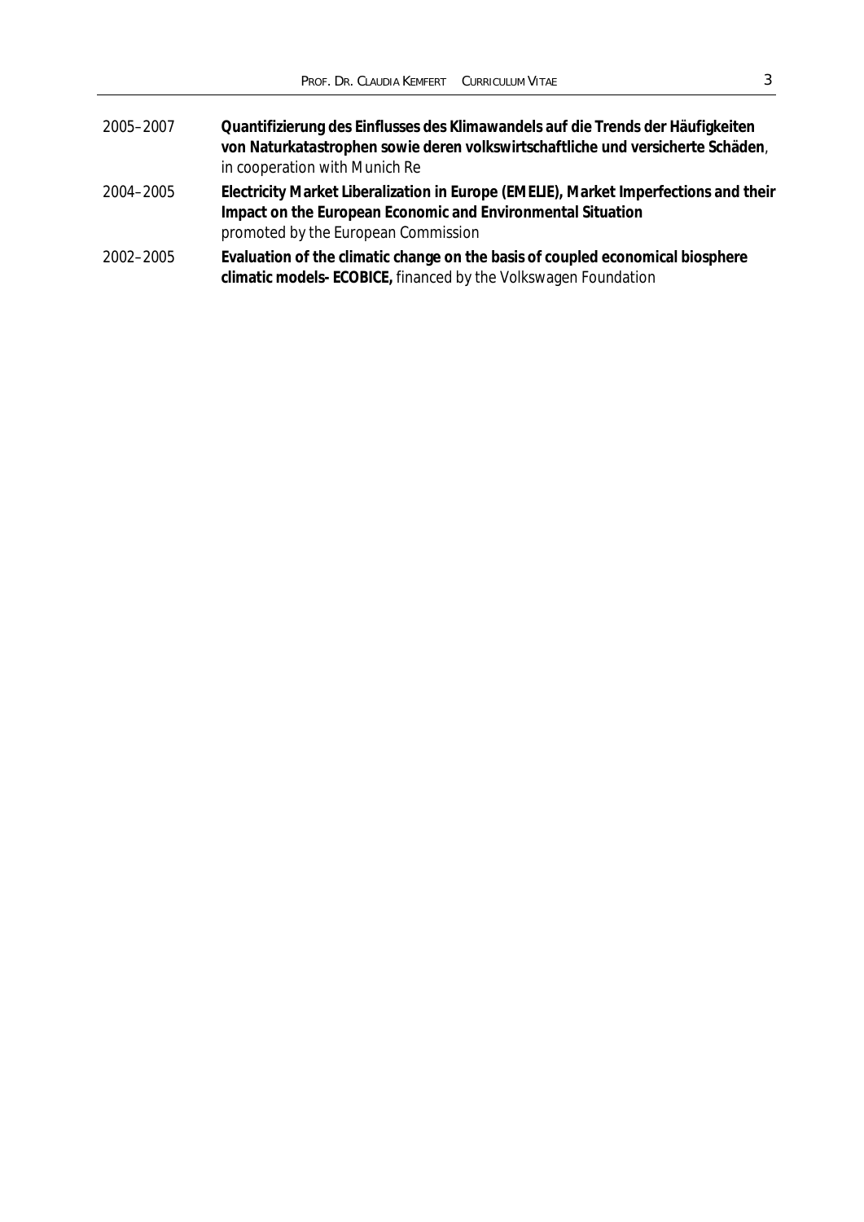2005–2007 **Quantifizierung des Einflusses des Klimawandels auf die Trends der Häufigkeiten von Naturkatastrophen sowie deren volkswirtschaftliche und versicherte Schäden**, in cooperation with Munich Re

2004–2005 **Electricity Market Liberalization in Europe (EMELIE), Market Imperfections and their Impact on the European Economic and Environmental Situation** promoted by the European Commission

2002–2005 **Evaluation of the climatic change on the basis of coupled economical biosphere climatic models- ECOBICE,** financed by the Volkswagen Foundation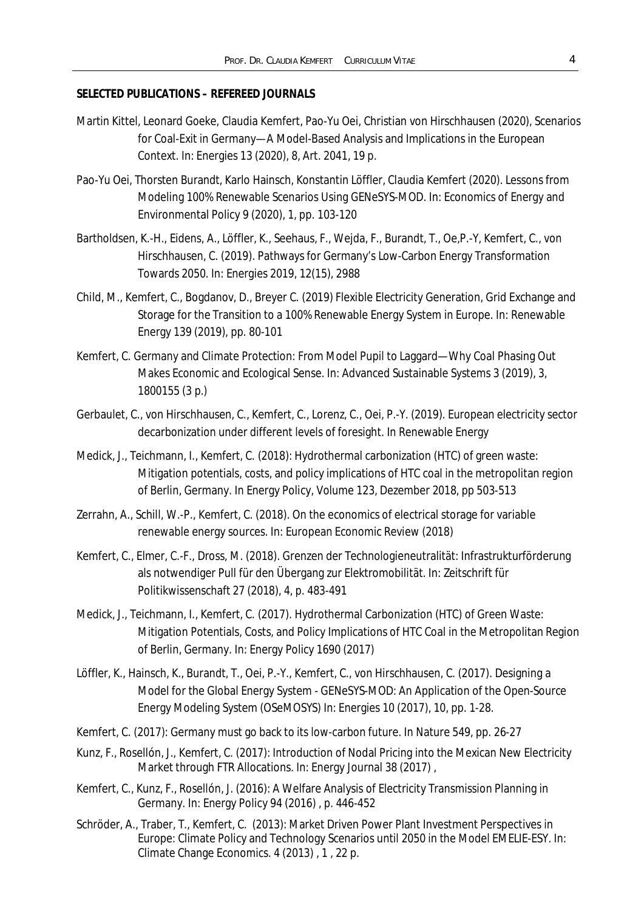**SELECTED PUBLICATIONS – REFEREED JOURNALS**

Martin Kittel, Leonard Goeke, Claudia Kemfert, Pao-Yu Oei, Christian von Hirschhausen (2020), Scenarios for Coal-Exit in Germany—A Model-Based Analysis and Implications in the European Context. In: Energies 13 (2020), 8, Art. 2041, 19 p.

Pao-Yu Oei, Thorsten Burandt, Karlo Hainsch, Konstantin Löffler, Claudia Kemfert (2020). Lessons from Modeling 100% Renewable Scenarios Using GENeSYS-MOD. In: Economics of Energy and Environmental Policy 9 (2020), 1, pp. 103-120

Bartholdsen, K.-H., Eidens, A., Löffler, K., Seehaus, F., Wejda, F., Burandt, T., Oe,P.-Y, Kemfert, C., von Hirschhausen, C. (2019). Pathways for Germany's Low-Carbon Energy Transformation Towards 2050. In: Energies 2019, 12(15), 2988

Child, M., Kemfert, C., Bogdanov, D., Breyer C. (2019) Flexible Electricity Generation, Grid Exchange and Storage for the Transition to a 100% Renewable Energy System in Europe. In: Renewable Energy 139 (2019), pp. 80-101

Kemfert, C. Germany and Climate Protection: From Model Pupil to Laggard—Why Coal Phasing Out Makes Economic and Ecological Sense. In: Advanced Sustainable Systems 3 (2019), 3, 1800155 (3 p.)

Gerbaulet, C., von Hirschhausen, C., Kemfert, C., Lorenz, C., Oei, P.-Y. (2019). European electricity sector decarbonization under different levels of foresight. In Renewable Energy

Medick, J., Teichmann, I., Kemfert, C. (2018): Hydrothermal carbonization (HTC) of green waste: Mitigation potentials, costs, and policy implications of HTC coal in the metropolitan region of Berlin, Germany. In Energy Policy, Volume 123, Dezember 2018, pp 503-513

Zerrahn, A., Schill, W.-P., Kemfert, C. (2018). On the economics of electrical storage for variable renewable energy sources. In: European Economic Review (2018)

Kemfert, C., Elmer, C.-F., Dross, M. (2018). Grenzen der Technologieneutralität: Infrastrukturförderung als notwendiger Pull für den Übergang zur Elektromobilität. In: Zeitschrift für Politikwissenschaft 27 (2018), 4, p. 483-491

Medick, J., Teichmann, I., Kemfert, C. (2017). Hydrothermal Carbonization (HTC) of Green Waste: Mitigation Potentials, Costs, and Policy Implications of HTC Coal in the Metropolitan Region of Berlin, Germany. In: Energy Policy 1690 (2017)

Löffler, K., Hainsch, K., Burandt, T., Oei, P.-Y., Kemfert, C., von Hirschhausen, C. (2017). Designing a Model for the Global Energy System - GENeSYS-MOD: An Application of the Open-Source Energy Modeling System (OSeMOSYS) In: Energies 10 (2017), 10, pp. 1-28.

Kemfert, C. (2017): Germany must go back to its low-carbon future. In Nature 549, pp. 26-27

Kunz, F., Rosellón, J., Kemfert, C. (2017): Introduction of Nodal Pricing into the Mexican New Electricity Market through FTR Allocations. In: Energy Journal 38 (2017) ,

Kemfert, C., Kunz, F., Rosellón, J. (2016): A Welfare Analysis of Electricity Transmission Planning in Germany. In: Energy Policy 94 (2016) , p. 446-452

Schröder, A., Traber, T., Kemfert, C. (2013): Market Driven Power Plant Investment Perspectives in Europe: Climate Policy and Technology Scenarios until 2050 in the Model EMELIE-ESY. In: Climate Change Economics. 4 (2013) , 1 , 22 p.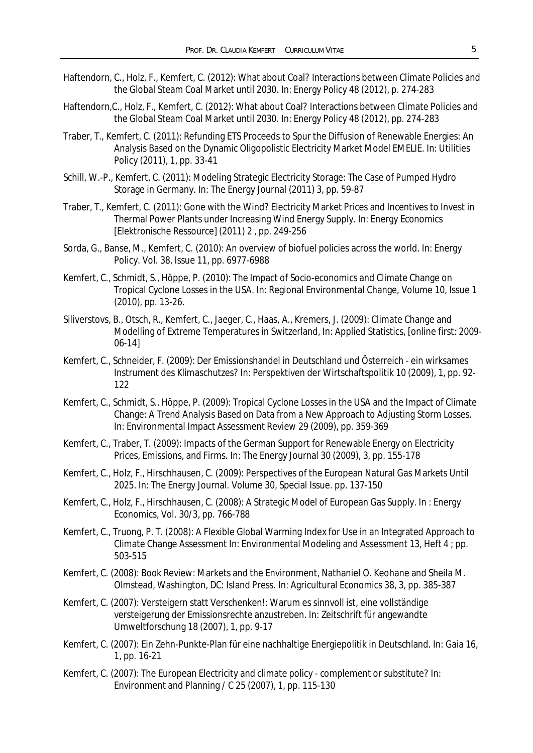Haftendorn, C., Holz, F., Kemfert, C. (2012): What about Coal? Interactions between Climate Policies and the Global Steam Coal Market until 2030. In: Energy Policy 48 (2012), p. 274-283

Haftendorn,C., Holz, F., Kemfert, C. (2012): What about Coal? Interactions between Climate Policies and the Global Steam Coal Market until 2030. In: Energy Policy 48 (2012), pp. 274-283

Traber, T., Kemfert, C. (2011): Refunding ETS Proceeds to Spur the Diffusion of Renewable Energies: An Analysis Based on the Dynamic Oligopolistic Electricity Market Model EMELIE. In: Utilities Policy (2011), 1, pp. 33-41

Schill, W.-P., Kemfert, C. (2011): Modeling Strategic Electricity Storage: The Case of Pumped Hydro Storage in Germany. In: The Energy Journal (2011) 3, pp. 59-87

Traber, T., Kemfert, C. (2011): Gone with the Wind? Electricity Market Prices and Incentives to Invest in Thermal Power Plants under Increasing Wind Energy Supply. In: Energy Economics [Elektronische Ressource] (2011) 2 , pp. 249-256

Sorda, G., Banse, M., Kemfert, C. (2010): An overview of biofuel policies across the world. In: Energy Policy. Vol. 38, Issue 11, pp. 6977-6988

Kemfert, C., Schmidt, S., Höppe, P. (2010): The Impact of Socio-economics and Climate Change on Tropical Cyclone Losses in the USA. In: Regional Environmental Change, Volume 10, Issue 1 (2010), pp. 13-26.

Siliverstovs, B., Otsch, R., Kemfert, C., Jaeger, C., Haas, A., Kremers, J. (2009): Climate Change and Modelling of Extreme Temperatures in Switzerland, In: Applied Statistics, [online first: 2009-06-14]

Kemfert, C., Schneider, F. (2009): Der Emissionshandel in Deutschland und Österreich - ein wirksames Instrument des Klimaschutzes? In: Perspektiven der Wirtschaftspolitik 10 (2009), 1, pp. 92-122

Kemfert, C., Schmidt, S., Höppe, P. (2009): Tropical Cyclone Losses in the USA and the Impact of Climate Change: A Trend Analysis Based on Data from a New Approach to Adjusting Storm Losses. In: Environmental Impact Assessment Review 29 (2009), pp. 359-369

Kemfert, C., Traber, T. (2009): Impacts of the German Support for Renewable Energy on Electricity Prices, Emissions, and Firms. In: The Energy Journal 30 (2009), 3, pp. 155-178

Kemfert, C., Holz, F., Hirschhausen, C. (2009): Perspectives of the European Natural Gas Markets Until 2025. In: The Energy Journal. Volume 30, Special Issue. pp. 137-150

Kemfert, C., Holz, F., Hirschhausen, C. (2008): A Strategic Model of European Gas Supply. In : Energy Economics, Vol. 30/3, pp. 766-788

Kemfert, C., Truong, P. T. (2008): A Flexible Global Warming Index for Use in an Integrated Approach to Climate Change Assessment In: Environmental Modeling and Assessment 13, Heft 4 ; pp. 503-515

Kemfert, C. (2008): Book Review: Markets and the Environment, Nathaniel O. Keohane and Sheila M. Olmstead, Washington, DC: Island Press. In: Agricultural Economics 38, 3, pp. 385-387

Kemfert, C. (2007): Versteigern statt Verschenken!: Warum es sinnvoll ist, eine vollständige versteigerung der Emissionsrechte anzustreben. In: Zeitschrift für angewandte Umweltforschung 18 (2007), 1, pp. 9-17

Kemfert, C. (2007): Ein Zehn-Punkte-Plan für eine nachhaltige Energiepolitik in Deutschland. In: Gaia 16, 1, pp. 16-21

Kemfert, C. (2007): The European Electricity and climate policy - complement or substitute? In: Environment and Planning / C 25 (2007), 1, pp. 115-130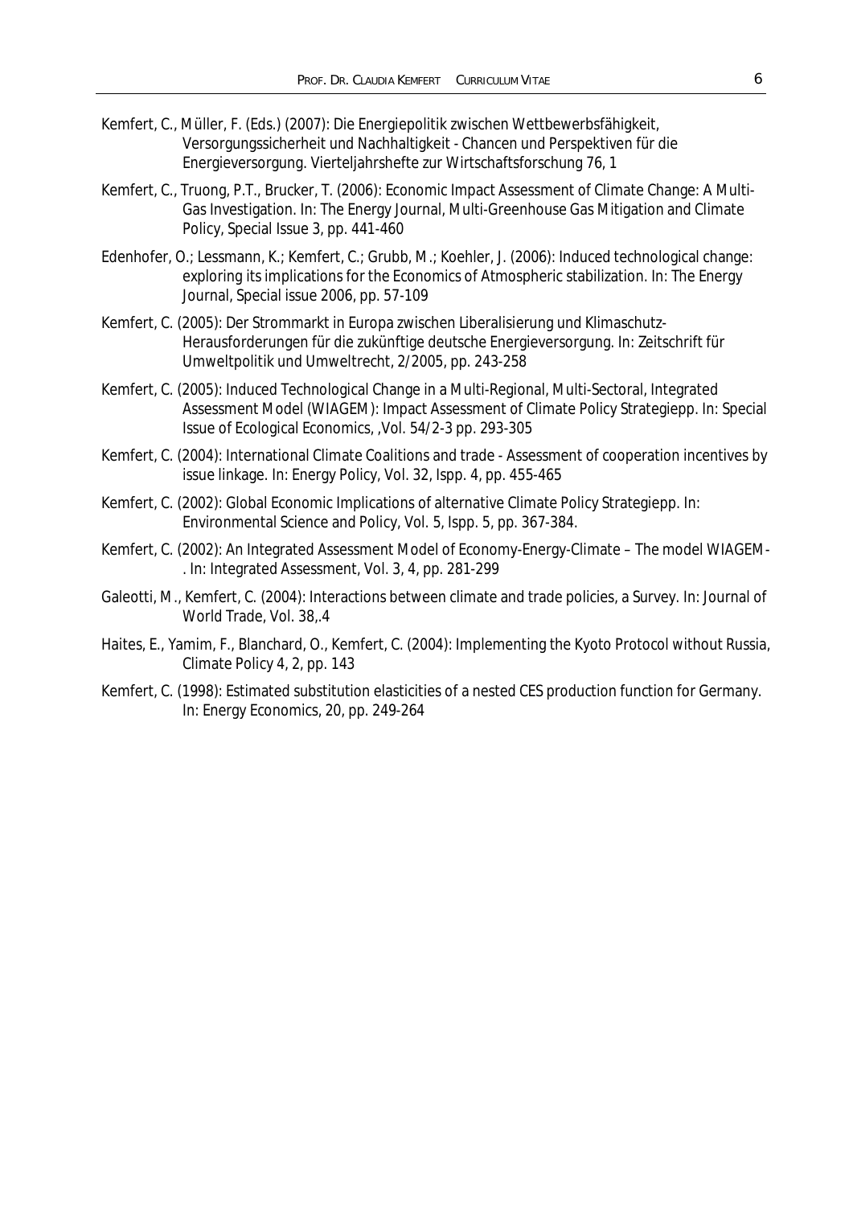Kemfert, C., Müller, F. (Eds.) (2007): Die Energiepolitik zwischen Wettbewerbsfähigkeit, Versorgungssicherheit und Nachhaltigkeit - Chancen und Perspektiven für die Energieversorgung. Vierteljahrshefte zur Wirtschaftsforschung 76, 1

Kemfert, C., Truong, P.T., Brucker, T. (2006): Economic Impact Assessment of Climate Change: A Multi-Gas Investigation. In: The Energy Journal, Multi-Greenhouse Gas Mitigation and Climate Policy, Special Issue 3, pp. 441-460

Edenhofer, O.; Lessmann, K.; Kemfert, C.; Grubb, M.; Koehler, J. (2006): Induced technological change: exploring its implications for the Economics of Atmospheric stabilization. In: The Energy Journal, Special issue 2006, pp. 57-109

Kemfert, C. (2005): Der Strommarkt in Europa zwischen Liberalisierung und Klimaschutz- Herausforderungen für die zukünftige deutsche Energieversorgung. In: Zeitschrift für Umweltpolitik und Umweltrecht, 2/2005, pp. 243-258

Kemfert, C. (2005): Induced Technological Change in a Multi-Regional, Multi-Sectoral, Integrated Assessment Model (WIAGEM): Impact Assessment of Climate Policy Strategiepp. In: Special Issue of Ecological Economics, ,Vol. 54/2-3 pp. 293-305

Kemfert, C. (2004): International Climate Coalitions and trade - Assessment of cooperation incentives by issue linkage. In: Energy Policy, Vol. 32, Ispp. 4, pp. 455-465

Kemfert, C. (2002): Global Economic Implications of alternative Climate Policy Strategiepp. In: Environmental Science and Policy, Vol. 5, Ispp. 5, pp. 367-384.

Kemfert, C. (2002): An Integrated Assessment Model of Economy-Energy-Climate – The model WIAGEM-. In: Integrated Assessment, Vol. 3, 4, pp. 281-299

Galeotti, M., Kemfert, C. (2004): Interactions between climate and trade policies, a Survey. In: Journal of World Trade, Vol. 38,.4

Haites, E., Yamim, F., Blanchard, O., Kemfert, C. (2004): Implementing the Kyoto Protocol without Russia, Climate Policy 4, 2, pp. 143

Kemfert, C. (1998): Estimated substitution elasticities of a nested CES production function for Germany. In: Energy Economics, 20, pp. 249-264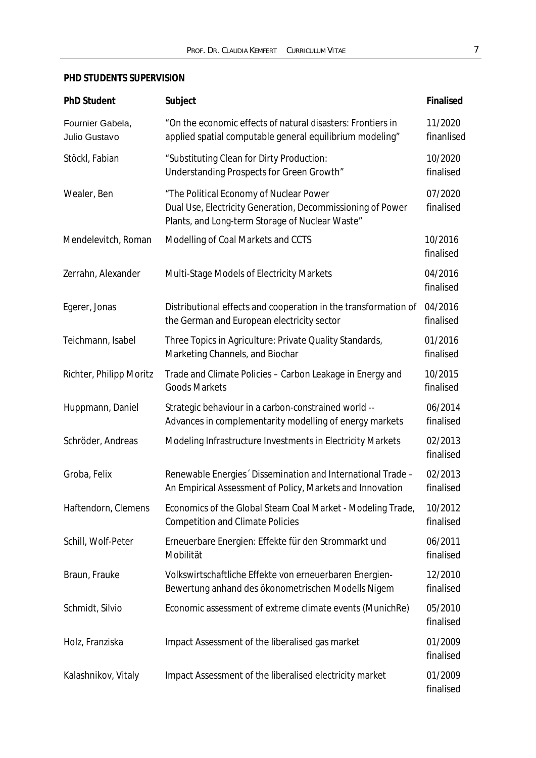**PHD STUDENTS SUPERVISION**

| PhD Student | Subject | Finalised |
|---|---|---|
| Fournier Gabela, Julio Gustavo | "On the economic effects of natural disasters: Frontiers in applied spatial computable general equilibrium modeling" | 11/2020 finanlised |
| Stöckl, Fabian | "Substituting Clean for Dirty Production: Understanding Prospects for Green Growth" | 10/2020 finalised |
| Wealer, Ben | "The Political Economy of Nuclear Power Dual Use, Electricity Generation, Decommissioning of Power Plants, and Long-term Storage of Nuclear Waste" | 07/2020 finalised |
| Mendelevitch, Roman | Modelling of Coal Markets and CCTS | 10/2016 finalised |
| Zerrahn, Alexander | Multi-Stage Models of Electricity Markets | 04/2016 finalised |
| Egerer, Jonas | Distributional effects and cooperation in the transformation of the German and European electricity sector | 04/2016 finalised |
| Teichmann, Isabel | Three Topics in Agriculture: Private Quality Standards, Marketing Channels, and Biochar | 01/2016 finalised |
| Richter, Philipp Moritz | Trade and Climate Policies – Carbon Leakage in Energy and Goods Markets | 10/2015 finalised |
| Huppmann, Daniel | Strategic behaviour in a carbon-constrained world -- Advances in complementarity modelling of energy markets | 06/2014 finalised |
| Schröder, Andreas | Modeling Infrastructure Investments in Electricity Markets | 02/2013 finalised |
| Groba, Felix | Renewable Energies´ Dissemination and International Trade – An Empirical Assessment of Policy, Markets and Innovation | 02/2013 finalised |
| Haftendorn, Clemens | Economics of the Global Steam Coal Market - Modeling Trade, Competition and Climate Policies | 10/2012 finalised |
| Schill, Wolf-Peter | Erneuerbare Energien: Effekte für den Strommarkt und Mobilität | 06/2011 finalised |
| Braun, Frauke | Volkswirtschaftliche Effekte von erneuerbaren Energien-Bewertung anhand des ökonometrischen Modells Nigem | 12/2010 finalised |
| Schmidt, Silvio | Economic assessment of extreme climate events (MunichRe) | 05/2010 finalised |
| Holz, Franziska | Impact Assessment of the liberalised gas market | 01/2009 finalised |
| Kalashnikov, Vitaly | Impact Assessment of the liberalised electricity market | 01/2009 finalised |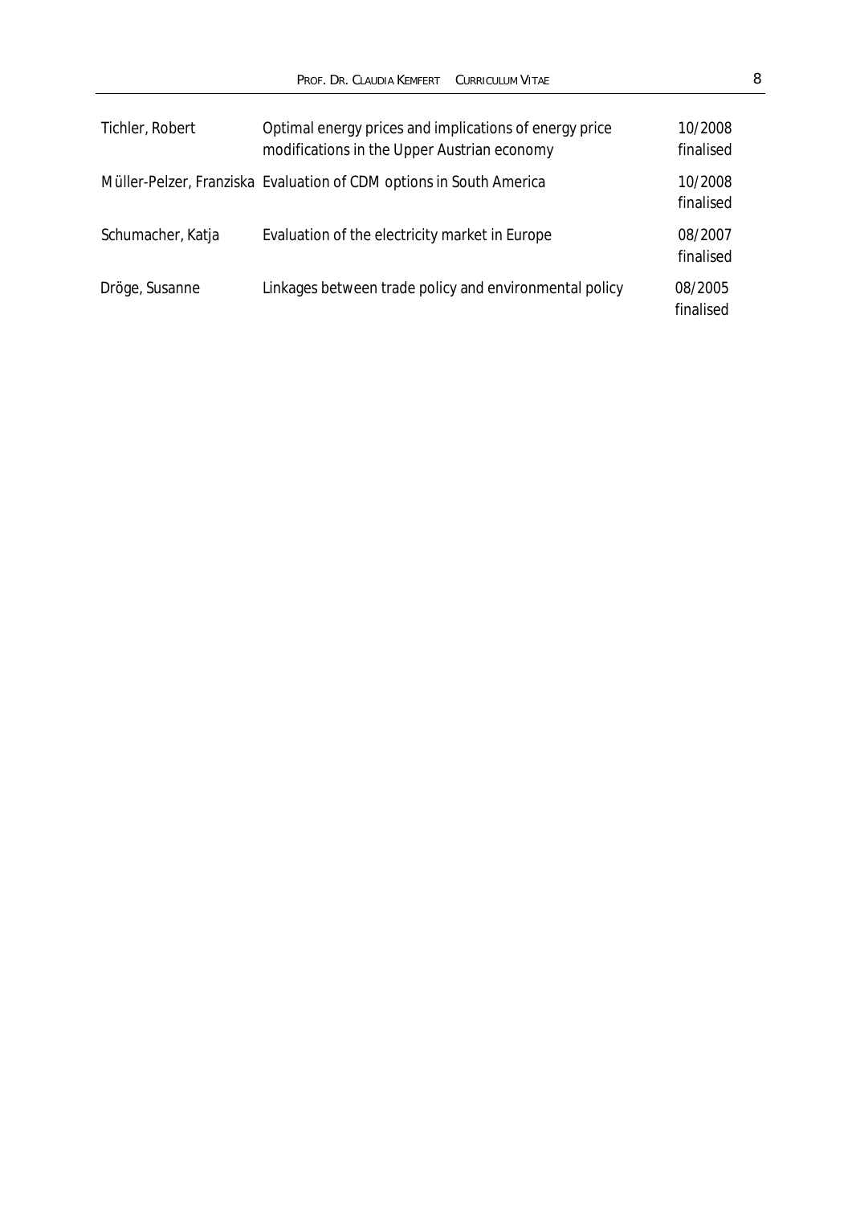| | | |
|---|---|---|
| Tichler, Robert | Optimal energy prices and implications of energy price modifications in the Upper Austrian economy | 10/2008 finalised |
| Müller-Pelzer, Franziska | Evaluation of CDM options in South America | 10/2008 finalised |
| Schumacher, Katja | Evaluation of the electricity market in Europe | 08/2007 finalised |
| Dröge, Susanne | Linkages between trade policy and environmental policy | 08/2005 finalised |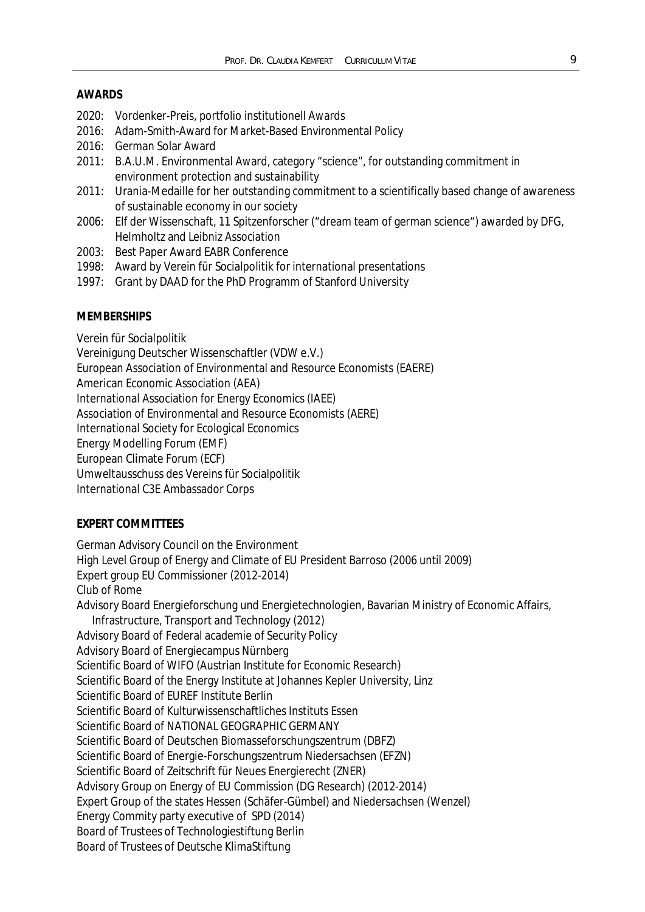**AWARDS**

2020: Vordenker-Preis, portfolio institutionell Awards
2016: Adam-Smith-Award for Market-Based Environmental Policy
2016: German Solar Award
2011: B.A.U.M. Environmental Award, category "science", for outstanding commitment in environment protection and sustainability
2011: Urania-Medaille for her outstanding commitment to a scientifically based change of awareness of sustainable economy in our society
2006: Elf der Wissenschaft, 11 Spitzenforscher ("dream team of german science") awarded by DFG, Helmholtz and Leibniz Association
2003: Best Paper Award EABR Conference
1998: Award by Verein für Socialpolitik for international presentations
1997: Grant by DAAD for the PhD Programm of Stanford University

**MEMBERSHIPS**

Verein für Socialpolitik
Vereinigung Deutscher Wissenschaftler (VDW e.V.)
European Association of Environmental and Resource Economists (EAERE)
American Economic Association (AEA)
International Association for Energy Economics (IAEE)
Association of Environmental and Resource Economists (AERE)
International Society for Ecological Economics
Energy Modelling Forum (EMF)
European Climate Forum (ECF)
Umweltausschuss des Vereins für Socialpolitik
International C3E Ambassador Corps

**EXPERT COMMITTEES**

German Advisory Council on the Environment
High Level Group of Energy and Climate of EU President Barroso (2006 until 2009)
Expert group EU Commissioner (2012-2014)
Club of Rome
Advisory Board Energieforschung und Energietechnologien, Bavarian Ministry of Economic Affairs, Infrastructure, Transport and Technology (2012)
Advisory Board of Federal academie of Security Policy
Advisory Board of Energiecampus Nürnberg
Scientific Board of WIFO (Austrian Institute for Economic Research)
Scientific Board of the Energy Institute at Johannes Kepler University, Linz
Scientific Board of EUREF Institute Berlin
Scientific Board of Kulturwissenschaftliches Instituts Essen
Scientific Board of NATIONAL GEOGRAPHIC GERMANY
Scientific Board of Deutschen Biomasseforschungszentrum (DBFZ)
Scientific Board of Energie-Forschungszentrum Niedersachsen (EFZN)
Scientific Board of Zeitschrift für Neues Energierecht (ZNER)
Advisory Group on Energy of EU Commission (DG Research) (2012-2014)
Expert Group of the states Hessen (Schäfer-Gümbel) and Niedersachsen (Wenzel)
Energy Commity party executive of SPD (2014)
Board of Trustees of Technologiestiftung Berlin
Board of Trustees of Deutsche KlimaStiftung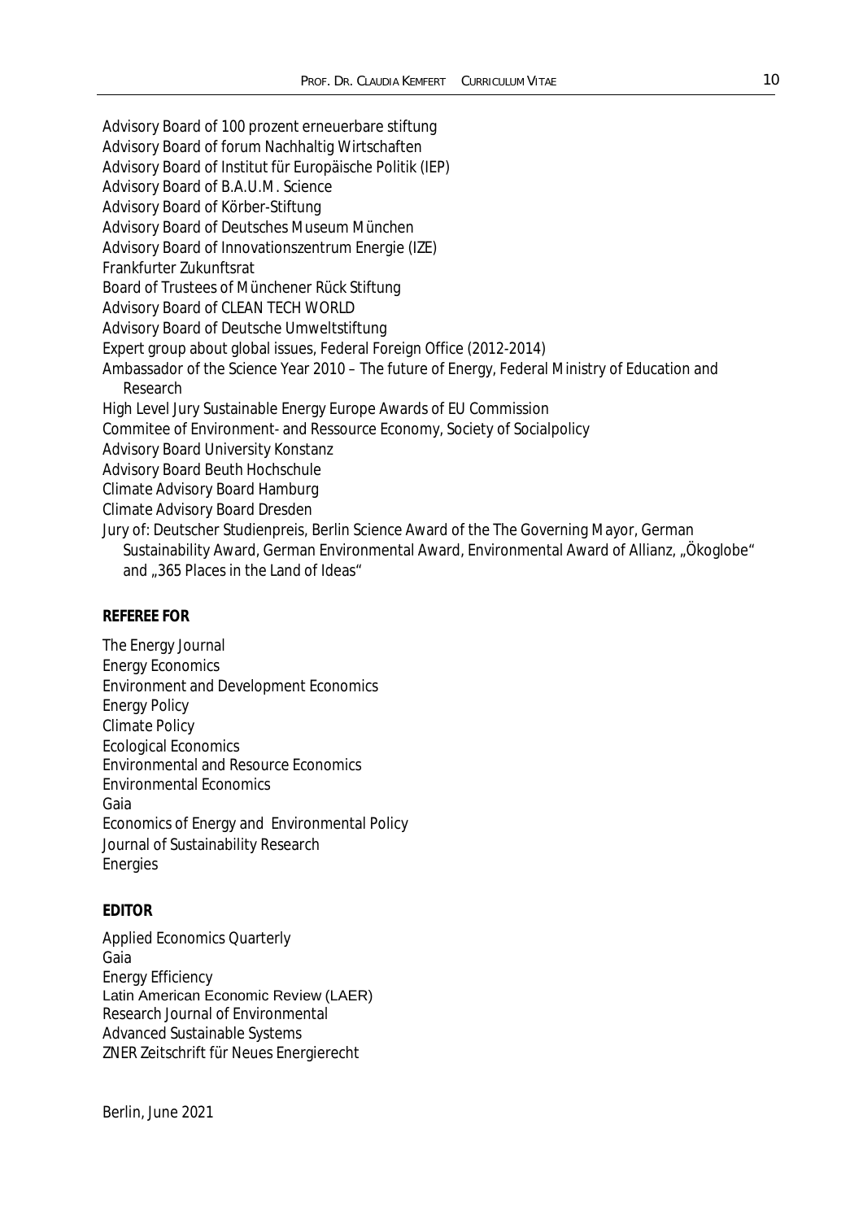Advisory Board of 100 prozent erneuerbare stiftung
Advisory Board of forum Nachhaltig Wirtschaften
Advisory Board of Institut für Europäische Politik (IEP)
Advisory Board of B.A.U.M. Science
Advisory Board of Körber-Stiftung
Advisory Board of Deutsches Museum München
Advisory Board of Innovationszentrum Energie (IZE)
Frankfurter Zukunftsrat
Board of Trustees of Münchener Rück Stiftung
Advisory Board of CLEAN TECH WORLD
Advisory Board of Deutsche Umweltstiftung
Expert group about global issues, Federal Foreign Office (2012-2014)
Ambassador of the Science Year 2010 – The future of Energy, Federal Ministry of Education and Research
High Level Jury Sustainable Energy Europe Awards of EU Commission
Commitee of Environment- and Ressource Economy, Society of Socialpolicy
Advisory Board University Konstanz
Advisory Board Beuth Hochschule
Climate Advisory Board Hamburg
Climate Advisory Board Dresden
Jury of: Deutscher Studienpreis, Berlin Science Award of the The Governing Mayor, German Sustainability Award, German Environmental Award, Environmental Award of Allianz, „Ökoglobe" and „365 Places in the Land of Ideas"

**REFEREE FOR**

The Energy Journal
Energy Economics
Environment and Development Economics
Energy Policy
Climate Policy
Ecological Economics
Environmental and Resource Economics
Environmental Economics
Gaia
Economics of Energy and Environmental Policy
Journal of Sustainability Research
Energies

**EDITOR**

Applied Economics Quarterly
Gaia
Energy Efficiency
Latin American Economic Review (LAER)
Research Journal of Environmental
Advanced Sustainable Systems
ZNER Zeitschrift für Neues Energierecht

Berlin, June 2021